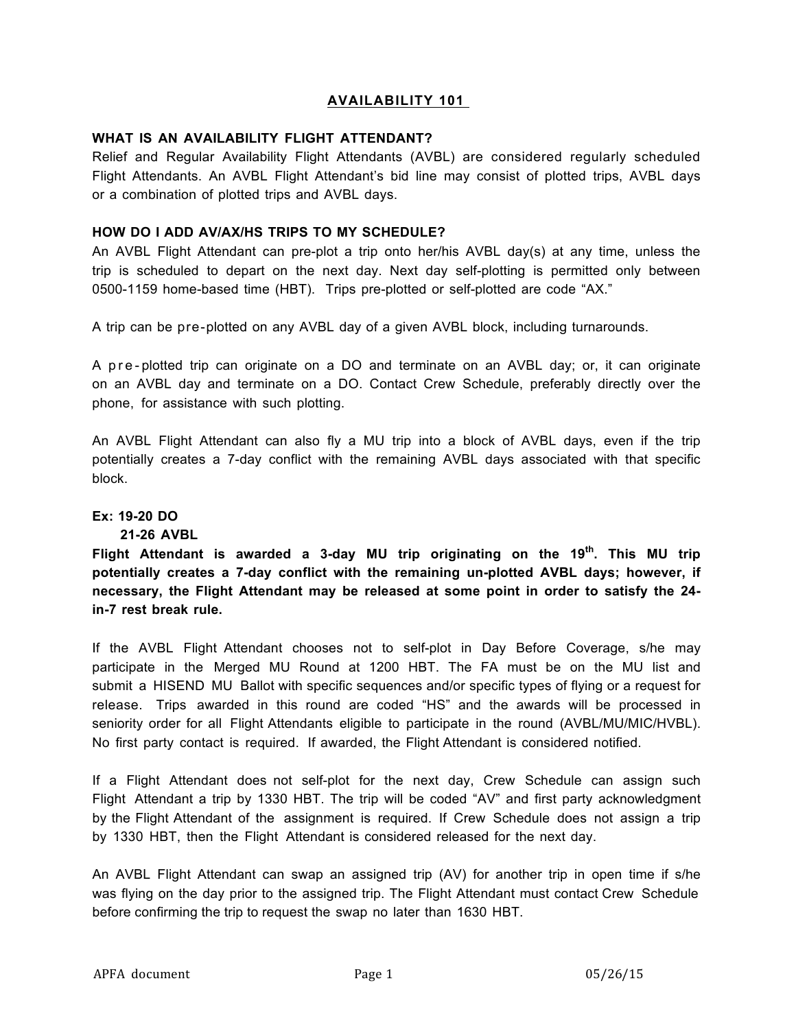# AVAILABILITY 101

## WHAT IS AN AVAILABILITY FLIGHT ATTENDANT?

Relief and Regular Availability Flight Attendants (AVBL) are considered regularly scheduled Flight Attendants. An AVBL Flight Attendant's bid line may consist of plotted trips, AVBL days or a combination of plotted trips and AVBL days.

## HOW DO I ADD AV/AX/HS TRIPS TO MY SCHEDULE?

An AVBL Flight Attendant can pre-plot a trip onto her/his AVBL day(s) at any time, unless the trip is scheduled to depart on the next day. Next day self-plotting is permitted only between 0500-1159 home-based time (HBT). Trips pre-plotted or self-plotted are code "AX."

A trip can be pre-plotted on any AVBL day of a given AVBL block, including turnarounds.

A pre-plotted trip can originate on a DO and terminate on an AVBL day; or, it can originate on an AVBL day and terminate on a DO. Contact Crew Schedule, preferably directly over the phone, for assistance with such plotting.

An AVBL Flight Attendant can also fly a MU trip into a block of AVBL days, even if the trip potentially creates a 7-day conflict with the remaining AVBL days associated with that specific block.

**Ex: 19-20 DO**
**21-26 AVBL**

**Flight Attendant is awarded a 3-day MU trip originating on the 19th. This MU trip potentially creates a 7-day conflict with the remaining un-plotted AVBL days; however, if necessary, the Flight Attendant may be released at some point in order to satisfy the 24-in-7 rest break rule.**

If the AVBL Flight Attendant chooses not to self-plot in Day Before Coverage, s/he may participate in the Merged MU Round at 1200 HBT. The FA must be on the MU list and submit a HISEND MU Ballot with specific sequences and/or specific types of flying or a request for release. Trips awarded in this round are coded "HS" and the awards will be processed in seniority order for all Flight Attendants eligible to participate in the round (AVBL/MU/MIC/HVBL). No first party contact is required. If awarded, the Flight Attendant is considered notified.

If a Flight Attendant does not self-plot for the next day, Crew Schedule can assign such Flight Attendant a trip by 1330 HBT. The trip will be coded "AV" and first party acknowledgment by the Flight Attendant of the assignment is required. If Crew Schedule does not assign a trip by 1330 HBT, then the Flight Attendant is considered released for the next day.

An AVBL Flight Attendant can swap an assigned trip (AV) for another trip in open time if s/he was flying on the day prior to the assigned trip. The Flight Attendant must contact Crew Schedule before confirming the trip to request the swap no later than 1630 HBT.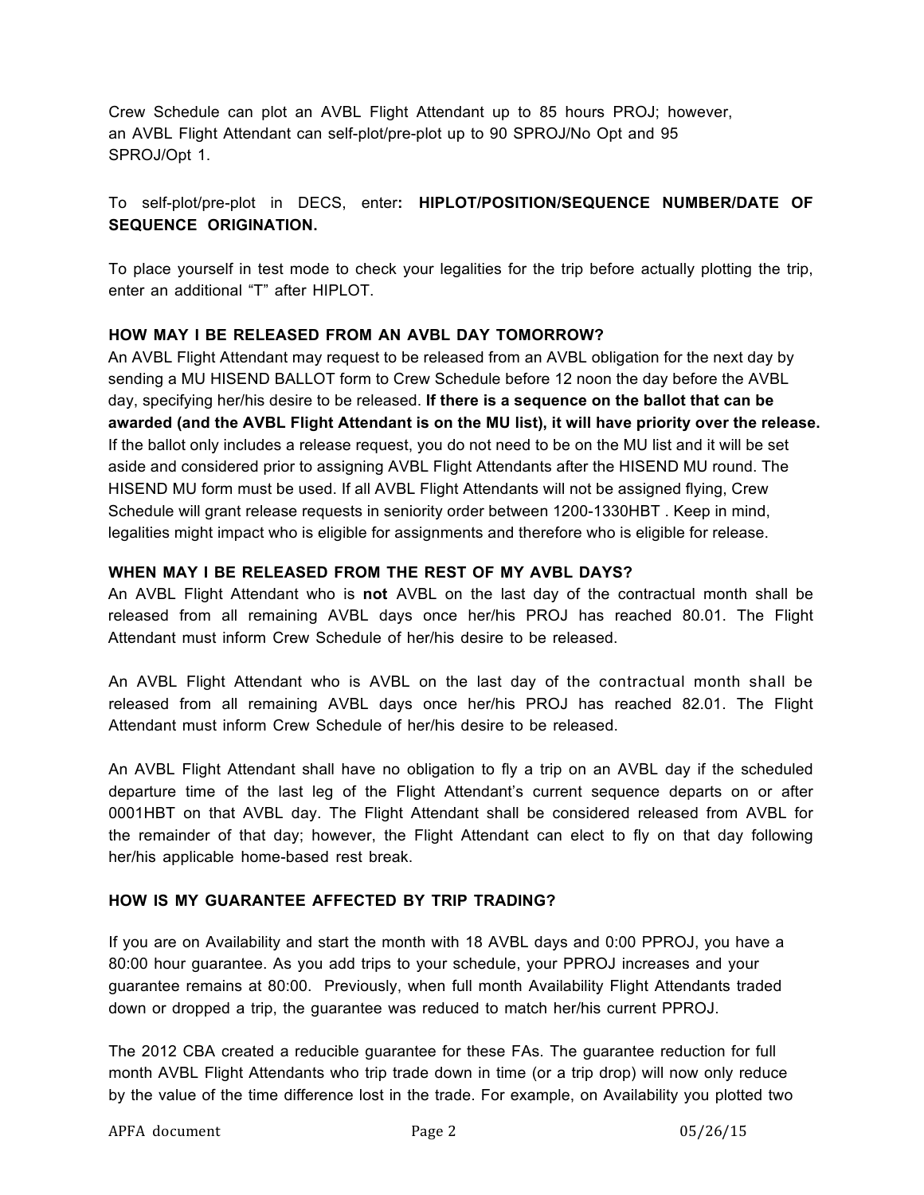Crew Schedule can plot an AVBL Flight Attendant up to 85 hours PROJ; however, an AVBL Flight Attendant can self-plot/pre-plot up to 90 SPROJ/No Opt and 95 SPROJ/Opt 1.

To self-plot/pre-plot in DECS, enter**: HIPLOT/POSITION/SEQUENCE NUMBER/DATE OF SEQUENCE ORIGINATION.**

To place yourself in test mode to check your legalities for the trip before actually plotting the trip, enter an additional "T" after HIPLOT.

**HOW MAY I BE RELEASED FROM AN AVBL DAY TOMORROW?**

An AVBL Flight Attendant may request to be released from an AVBL obligation for the next day by sending a MU HISEND BALLOT form to Crew Schedule before 12 noon the day before the AVBL day, specifying her/his desire to be released. **If there is a sequence on the ballot that can be awarded (and the AVBL Flight Attendant is on the MU list), it will have priority over the release.** If the ballot only includes a release request, you do not need to be on the MU list and it will be set aside and considered prior to assigning AVBL Flight Attendants after the HISEND MU round. The HISEND MU form must be used. If all AVBL Flight Attendants will not be assigned flying, Crew Schedule will grant release requests in seniority order between 1200-1330HBT . Keep in mind, legalities might impact who is eligible for assignments and therefore who is eligible for release.

**WHEN MAY I BE RELEASED FROM THE REST OF MY AVBL DAYS?**

An AVBL Flight Attendant who is **not** AVBL on the last day of the contractual month shall be released from all remaining AVBL days once her/his PROJ has reached 80.01. The Flight Attendant must inform Crew Schedule of her/his desire to be released.

An AVBL Flight Attendant who is AVBL on the last day of the contractual month shall be released from all remaining AVBL days once her/his PROJ has reached 82.01. The Flight Attendant must inform Crew Schedule of her/his desire to be released.

An AVBL Flight Attendant shall have no obligation to fly a trip on an AVBL day if the scheduled departure time of the last leg of the Flight Attendant's current sequence departs on or after 0001HBT on that AVBL day. The Flight Attendant shall be considered released from AVBL for the remainder of that day; however, the Flight Attendant can elect to fly on that day following her/his applicable home-based rest break.

**HOW IS MY GUARANTEE AFFECTED BY TRIP TRADING?**

If you are on Availability and start the month with 18 AVBL days and 0:00 PPROJ, you have a 80:00 hour guarantee. As you add trips to your schedule, your PPROJ increases and your guarantee remains at 80:00. Previously, when full month Availability Flight Attendants traded down or dropped a trip, the guarantee was reduced to match her/his current PPROJ.

The 2012 CBA created a reducible guarantee for these FAs. The guarantee reduction for full month AVBL Flight Attendants who trip trade down in time (or a trip drop) will now only reduce by the value of the time difference lost in the trade. For example, on Availability you plotted two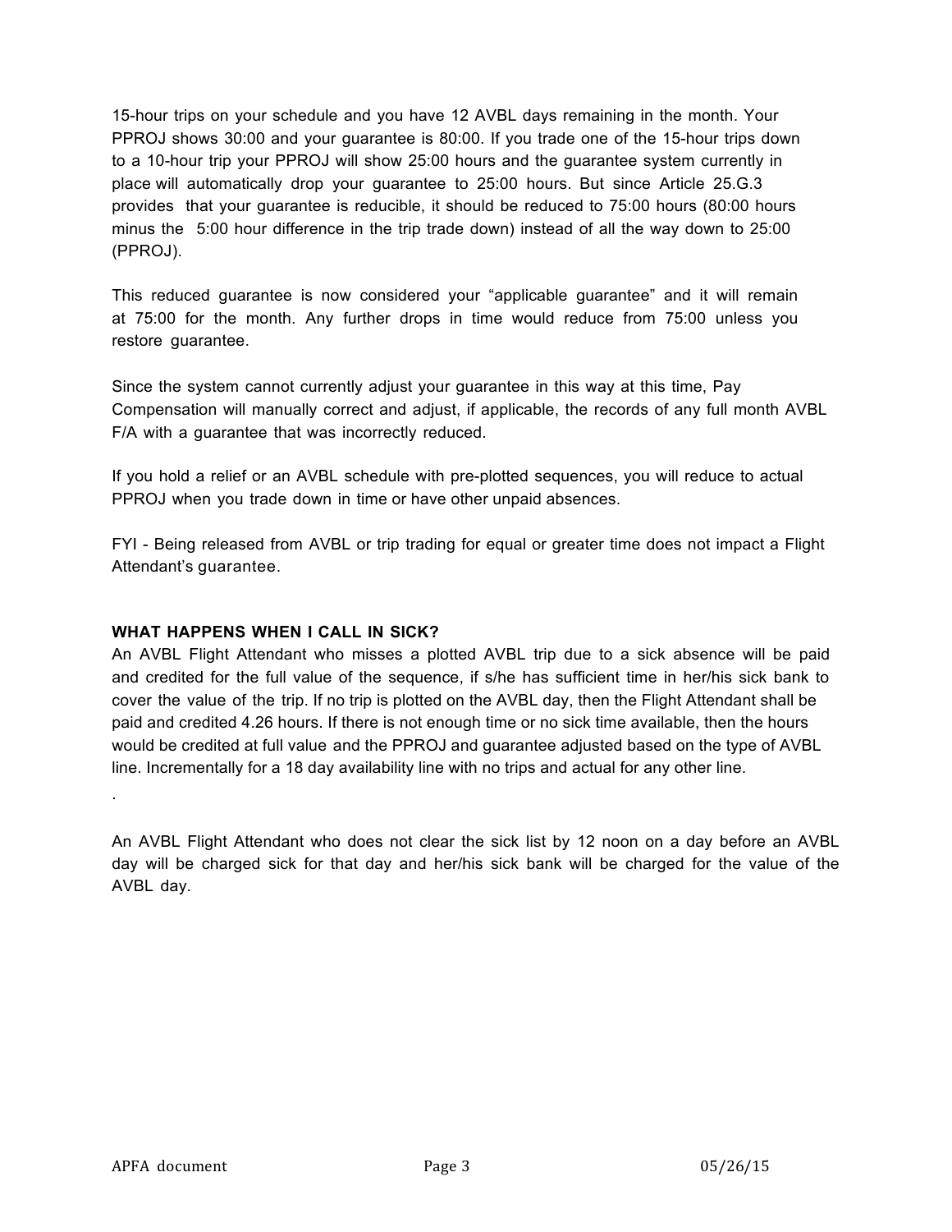15-hour trips on your schedule and you have 12 AVBL days remaining in the month. Your PPROJ shows 30:00 and your guarantee is 80:00. If you trade one of the 15-hour trips down to a 10-hour trip your PPROJ will show 25:00 hours and the guarantee system currently in place will automatically drop your guarantee to 25:00 hours. But since Article 25.G.3 provides that your guarantee is reducible, it should be reduced to 75:00 hours (80:00 hours minus the 5:00 hour difference in the trip trade down) instead of all the way down to 25:00 (PPROJ).

This reduced guarantee is now considered your "applicable guarantee" and it will remain at 75:00 for the month. Any further drops in time would reduce from 75:00 unless you restore guarantee.

Since the system cannot currently adjust your guarantee in this way at this time, Pay Compensation will manually correct and adjust, if applicable, the records of any full month AVBL F/A with a guarantee that was incorrectly reduced.

If you hold a relief or an AVBL schedule with pre-plotted sequences, you will reduce to actual PPROJ when you trade down in time or have other unpaid absences.

FYI - Being released from AVBL or trip trading for equal or greater time does not impact a Flight Attendant's guarantee.

**WHAT HAPPENS WHEN I CALL IN SICK?**

An AVBL Flight Attendant who misses a plotted AVBL trip due to a sick absence will be paid and credited for the full value of the sequence, if s/he has sufficient time in her/his sick bank to cover the value of the trip. If no trip is plotted on the AVBL day, then the Flight Attendant shall be paid and credited 4.26 hours. If there is not enough time or no sick time available, then the hours would be credited at full value and the PPROJ and guarantee adjusted based on the type of AVBL line. Incrementally for a 18 day availability line with no trips and actual for any other line.

.

An AVBL Flight Attendant who does not clear the sick list by 12 noon on a day before an AVBL day will be charged sick for that day and her/his sick bank will be charged for the value of the AVBL day.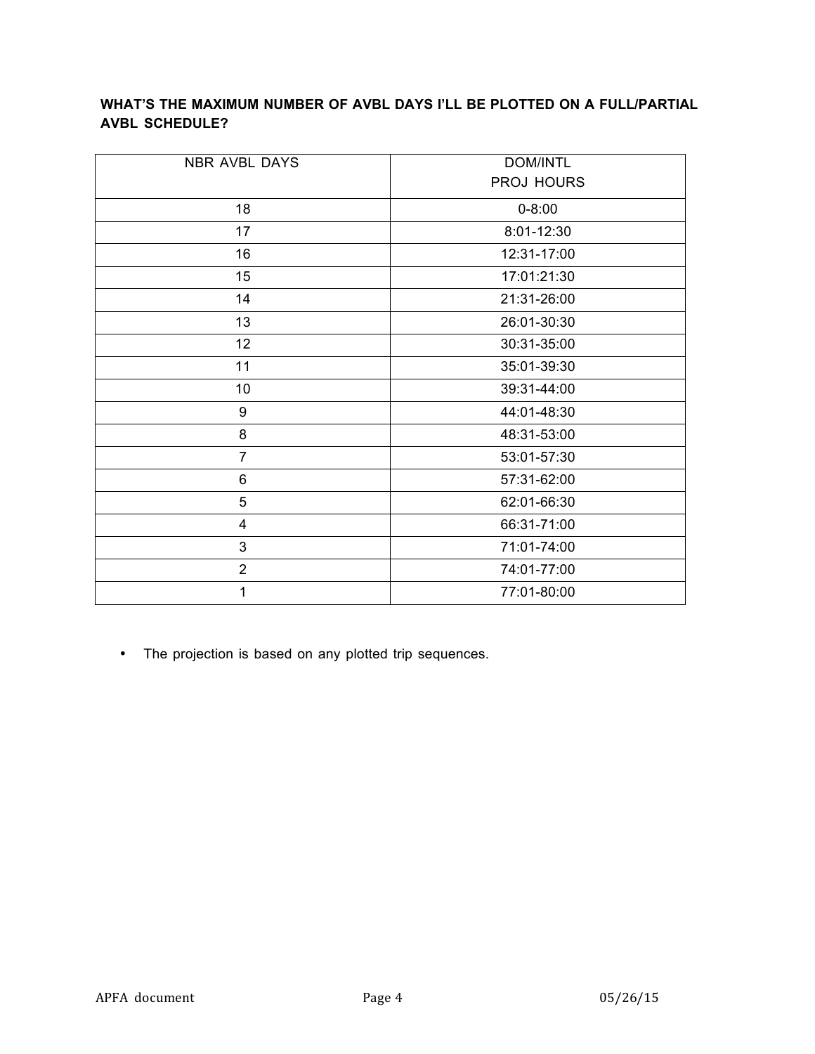**WHAT'S THE MAXIMUM NUMBER OF AVBL DAYS I'LL BE PLOTTED ON A FULL/PARTIAL AVBL SCHEDULE?**

| NBR AVBL DAYS | DOM/INTL PROJ HOURS |
|---|---|
| 18 | 0-8:00 |
| 17 | 8:01-12:30 |
| 16 | 12:31-17:00 |
| 15 | 17:01:21:30 |
| 14 | 21:31-26:00 |
| 13 | 26:01-30:30 |
| 12 | 30:31-35:00 |
| 11 | 35:01-39:30 |
| 10 | 39:31-44:00 |
| 9 | 44:01-48:30 |
| 8 | 48:31-53:00 |
| 7 | 53:01-57:30 |
| 6 | 57:31-62:00 |
| 5 | 62:01-66:30 |
| 4 | 66:31-71:00 |
| 3 | 71:01-74:00 |
| 2 | 74:01-77:00 |
| 1 | 77:01-80:00 |

- The projection is based on any plotted trip sequences.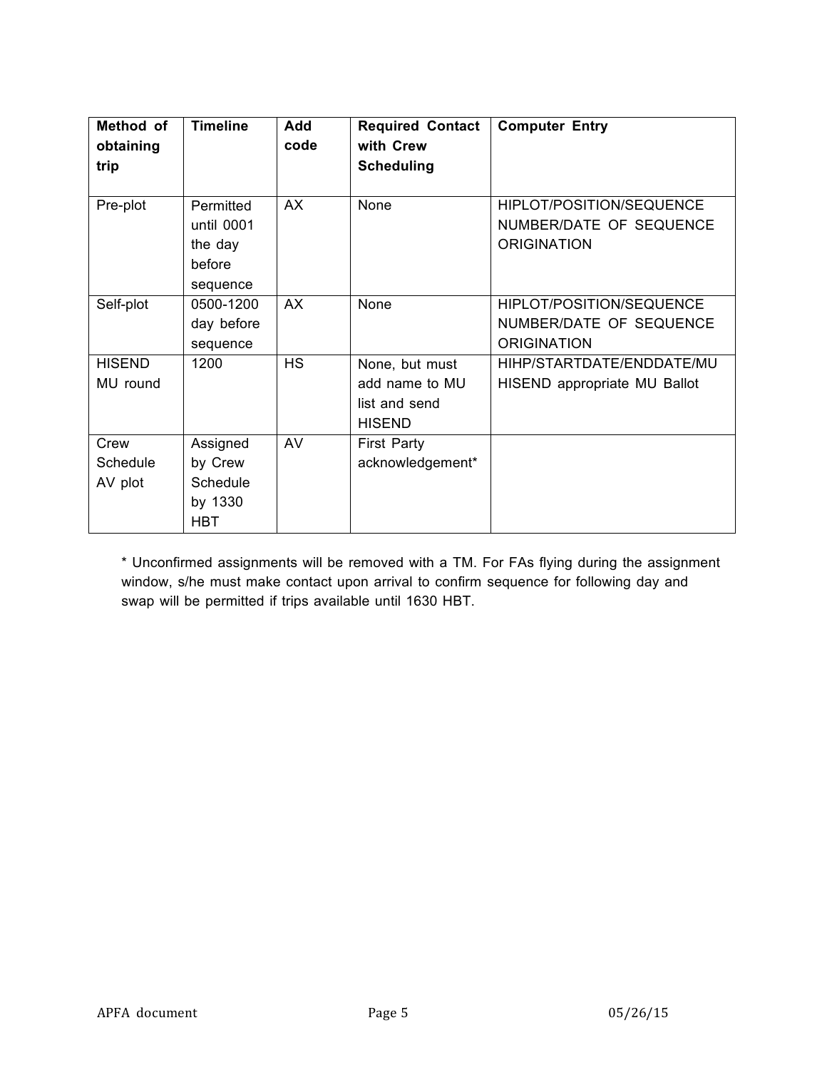| **Method of obtaining trip** | **Timeline** | **Add code** | **Required Contact with Crew Scheduling** | **Computer Entry** |
|---|---|---|---|---|
| Pre-plot | Permitted until 0001 the day before sequence | AX | None | HIPLOT/POSITION/SEQUENCE NUMBER/DATE OF SEQUENCE ORIGINATION |
| Self-plot | 0500-1200 day before sequence | AX | None | HIPLOT/POSITION/SEQUENCE NUMBER/DATE OF SEQUENCE ORIGINATION |
| HISEND MU round | 1200 | HS | None, but must add name to MU list and send HISEND | HIHP/STARTDATE/ENDDATE/MU HISEND appropriate MU Ballot |
| Crew Schedule AV plot | Assigned by Crew Schedule by 1330 HBT | AV | First Party acknowledgement* | |

\* Unconfirmed assignments will be removed with a TM. For FAs flying during the assignment window, s/he must make contact upon arrival to confirm sequence for following day and swap will be permitted if trips available until 1630 HBT.